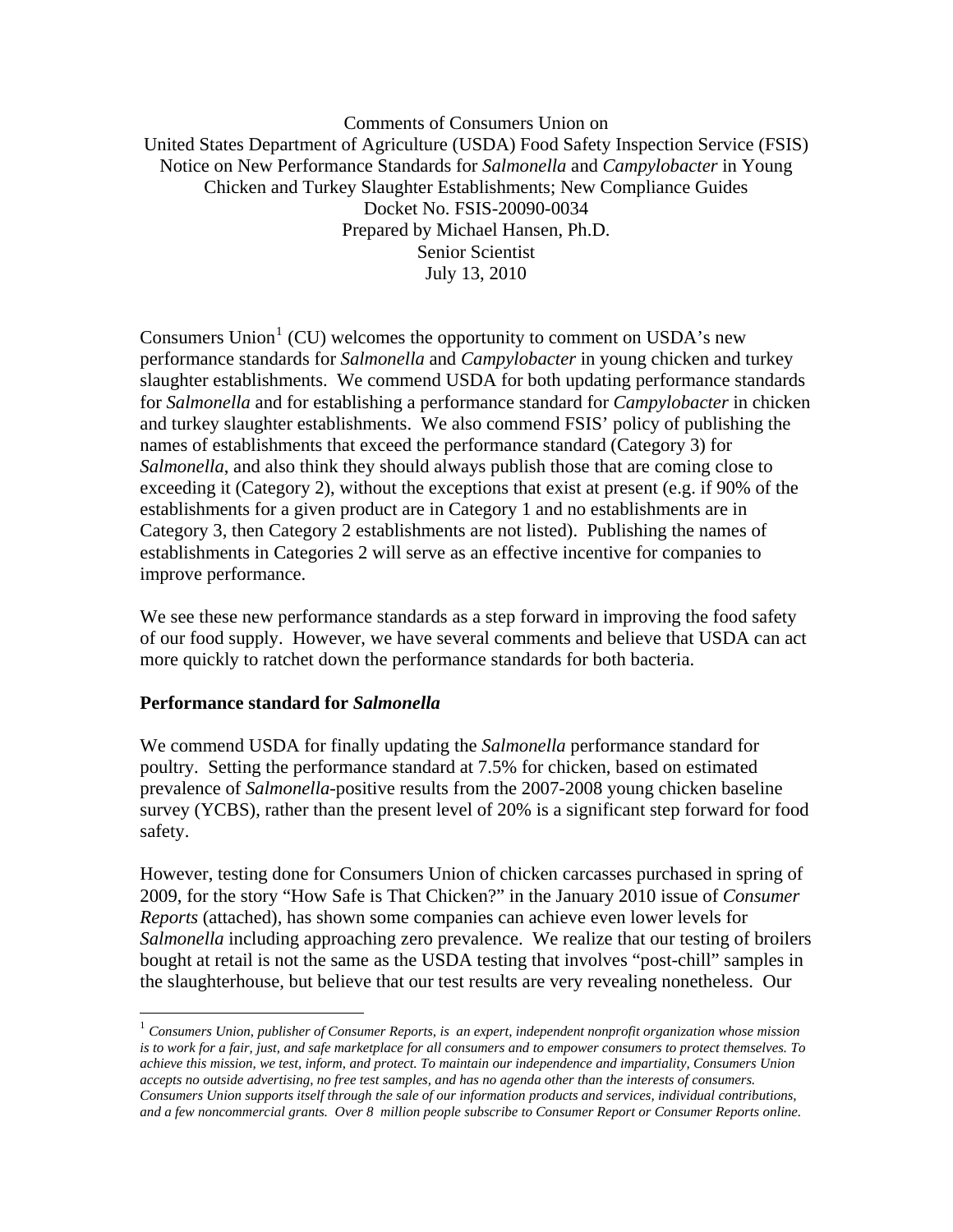Comments of Consumers Union on
United States Department of Agriculture (USDA) Food Safety Inspection Service (FSIS)
Notice on New Performance Standards for *Salmonella* and *Campylobacter* in Young Chicken and Turkey Slaughter Establishments; New Compliance Guides
Docket No. FSIS-20090-0034
Prepared by Michael Hansen, Ph.D.
Senior Scientist
July 13, 2010

Consumers Union[1] (CU) welcomes the opportunity to comment on USDA's new performance standards for *Salmonella* and *Campylobacter* in young chicken and turkey slaughter establishments. We commend USDA for both updating performance standards for *Salmonella* and for establishing a performance standard for *Campylobacter* in chicken and turkey slaughter establishments. We also commend FSIS' policy of publishing the names of establishments that exceed the performance standard (Category 3) for *Salmonella*, and also think they should always publish those that are coming close to exceeding it (Category 2), without the exceptions that exist at present (e.g. if 90% of the establishments for a given product are in Category 1 and no establishments are in Category 3, then Category 2 establishments are not listed). Publishing the names of establishments in Categories 2 will serve as an effective incentive for companies to improve performance.

We see these new performance standards as a step forward in improving the food safety of our food supply. However, we have several comments and believe that USDA can act more quickly to ratchet down the performance standards for both bacteria.

**Performance standard for *Salmonella***

We commend USDA for finally updating the *Salmonella* performance standard for poultry. Setting the performance standard at 7.5% for chicken, based on estimated prevalence of *Salmonella*-positive results from the 2007-2008 young chicken baseline survey (YCBS), rather than the present level of 20% is a significant step forward for food safety.

However, testing done for Consumers Union of chicken carcasses purchased in spring of 2009, for the story "How Safe is That Chicken?" in the January 2010 issue of *Consumer Reports* (attached), has shown some companies can achieve even lower levels for *Salmonella* including approaching zero prevalence. We realize that our testing of broilers bought at retail is not the same as the USDA testing that involves "post-chill" samples in the slaughterhouse, but believe that our test results are very revealing nonetheless. Our

[1] *Consumers Union, publisher of Consumer Reports, is an expert, independent nonprofit organization whose mission is to work for a fair, just, and safe marketplace for all consumers and to empower consumers to protect themselves. To achieve this mission, we test, inform, and protect. To maintain our independence and impartiality, Consumers Union accepts no outside advertising, no free test samples, and has no agenda other than the interests of consumers. Consumers Union supports itself through the sale of our information products and services, individual contributions, and a few noncommercial grants. Over 8 million people subscribe to Consumer Report or Consumer Reports online.*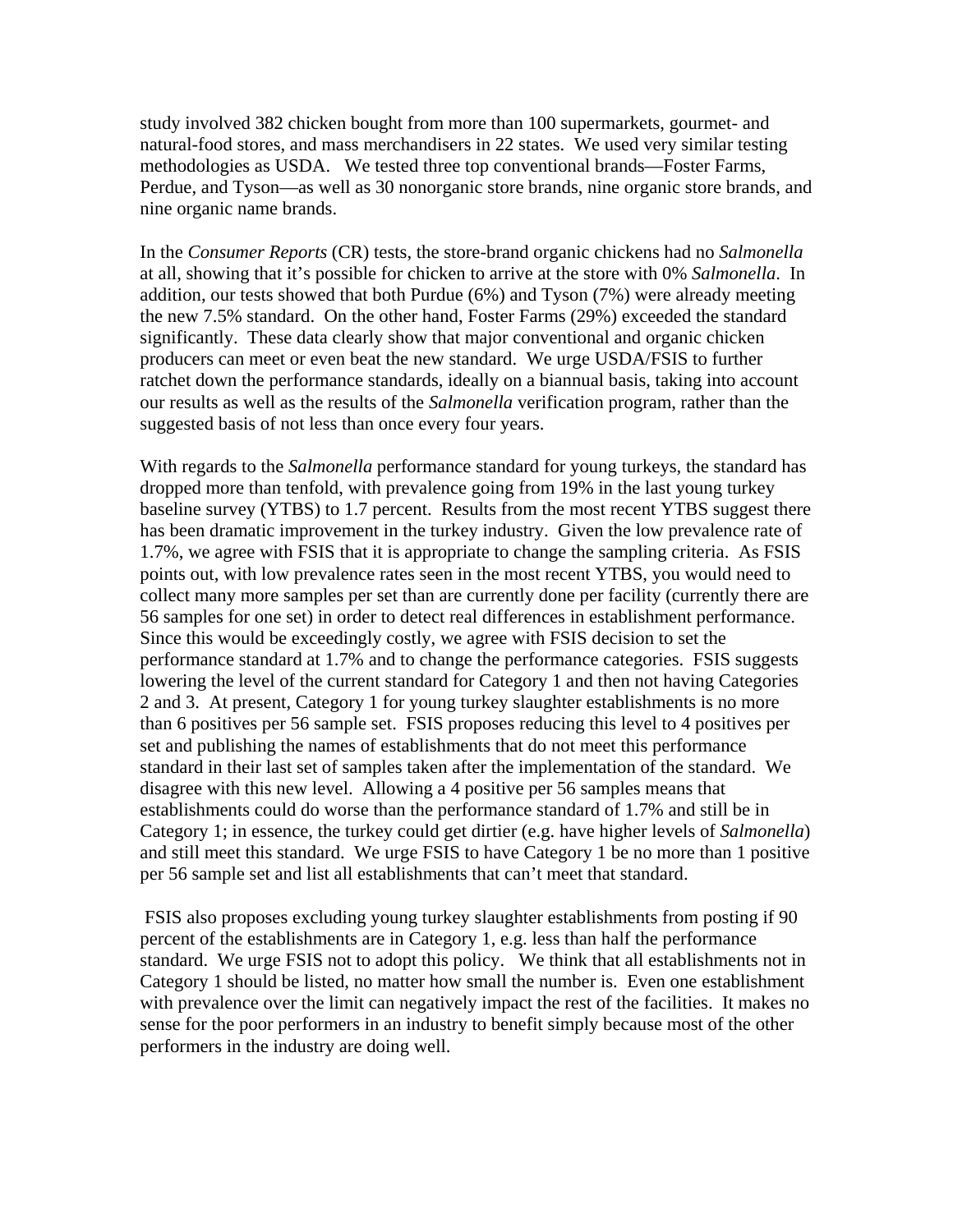study involved 382 chicken bought from more than 100 supermarkets, gourmet- and natural-food stores, and mass merchandisers in 22 states. We used very similar testing methodologies as USDA. We tested three top conventional brands—Foster Farms, Perdue, and Tyson—as well as 30 nonorganic store brands, nine organic store brands, and nine organic name brands.

In the *Consumer Reports* (CR) tests, the store-brand organic chickens had no *Salmonella* at all, showing that it's possible for chicken to arrive at the store with 0% *Salmonella*. In addition, our tests showed that both Purdue (6%) and Tyson (7%) were already meeting the new 7.5% standard. On the other hand, Foster Farms (29%) exceeded the standard significantly. These data clearly show that major conventional and organic chicken producers can meet or even beat the new standard. We urge USDA/FSIS to further ratchet down the performance standards, ideally on a biannual basis, taking into account our results as well as the results of the *Salmonella* verification program, rather than the suggested basis of not less than once every four years.

With regards to the *Salmonella* performance standard for young turkeys, the standard has dropped more than tenfold, with prevalence going from 19% in the last young turkey baseline survey (YTBS) to 1.7 percent. Results from the most recent YTBS suggest there has been dramatic improvement in the turkey industry. Given the low prevalence rate of 1.7%, we agree with FSIS that it is appropriate to change the sampling criteria. As FSIS points out, with low prevalence rates seen in the most recent YTBS, you would need to collect many more samples per set than are currently done per facility (currently there are 56 samples for one set) in order to detect real differences in establishment performance. Since this would be exceedingly costly, we agree with FSIS decision to set the performance standard at 1.7% and to change the performance categories. FSIS suggests lowering the level of the current standard for Category 1 and then not having Categories 2 and 3. At present, Category 1 for young turkey slaughter establishments is no more than 6 positives per 56 sample set. FSIS proposes reducing this level to 4 positives per set and publishing the names of establishments that do not meet this performance standard in their last set of samples taken after the implementation of the standard. We disagree with this new level. Allowing a 4 positive per 56 samples means that establishments could do worse than the performance standard of 1.7% and still be in Category 1; in essence, the turkey could get dirtier (e.g. have higher levels of *Salmonella*) and still meet this standard. We urge FSIS to have Category 1 be no more than 1 positive per 56 sample set and list all establishments that can't meet that standard.

FSIS also proposes excluding young turkey slaughter establishments from posting if 90 percent of the establishments are in Category 1, e.g. less than half the performance standard. We urge FSIS not to adopt this policy. We think that all establishments not in Category 1 should be listed, no matter how small the number is. Even one establishment with prevalence over the limit can negatively impact the rest of the facilities. It makes no sense for the poor performers in an industry to benefit simply because most of the other performers in the industry are doing well.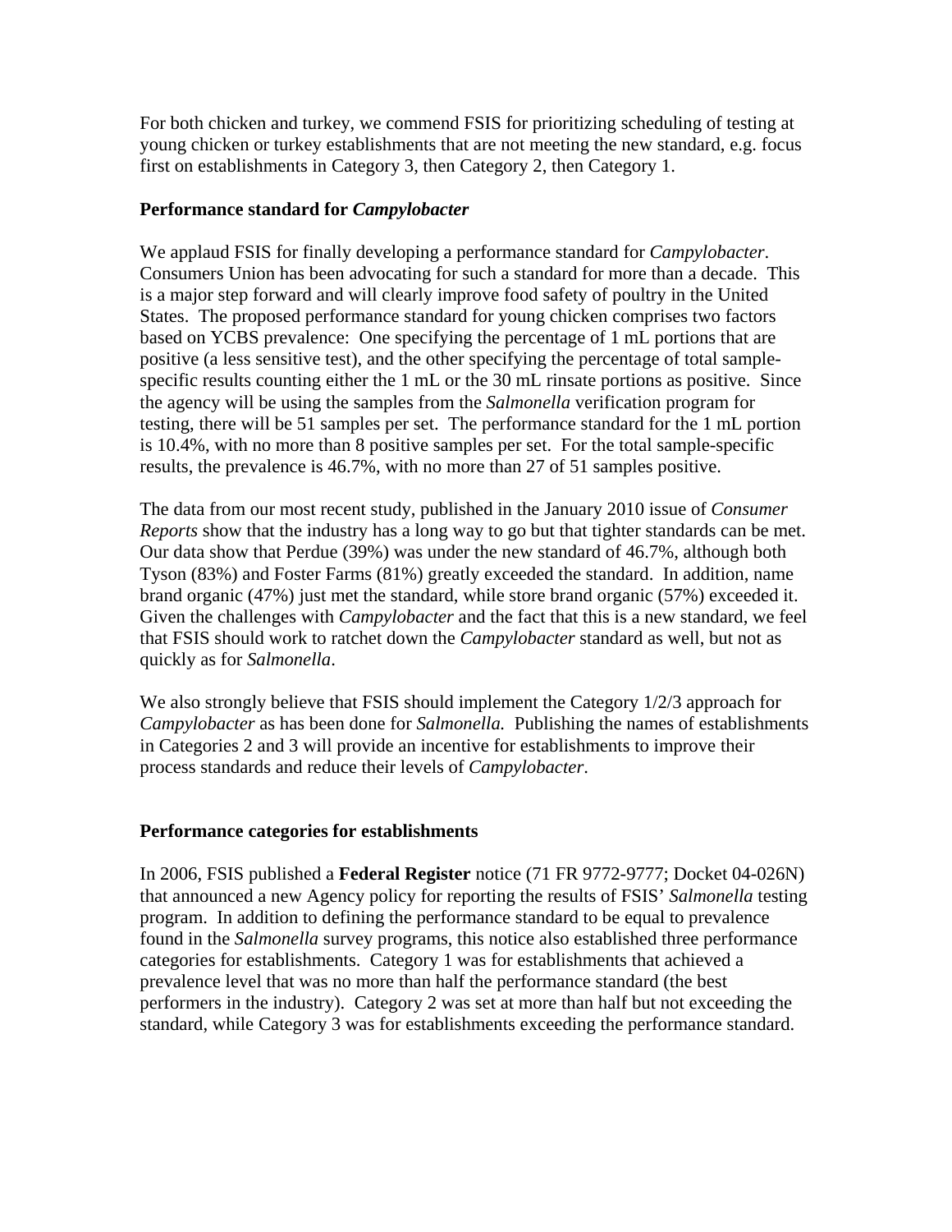For both chicken and turkey, we commend FSIS for prioritizing scheduling of testing at young chicken or turkey establishments that are not meeting the new standard, e.g. focus first on establishments in Category 3, then Category 2, then Category 1.

**Performance standard for *Campylobacter***

We applaud FSIS for finally developing a performance standard for *Campylobacter*. Consumers Union has been advocating for such a standard for more than a decade. This is a major step forward and will clearly improve food safety of poultry in the United States. The proposed performance standard for young chicken comprises two factors based on YCBS prevalence: One specifying the percentage of 1 mL portions that are positive (a less sensitive test), and the other specifying the percentage of total sample-specific results counting either the 1 mL or the 30 mL rinsate portions as positive. Since the agency will be using the samples from the *Salmonella* verification program for testing, there will be 51 samples per set. The performance standard for the 1 mL portion is 10.4%, with no more than 8 positive samples per set. For the total sample-specific results, the prevalence is 46.7%, with no more than 27 of 51 samples positive.

The data from our most recent study, published in the January 2010 issue of *Consumer Reports* show that the industry has a long way to go but that tighter standards can be met. Our data show that Perdue (39%) was under the new standard of 46.7%, although both Tyson (83%) and Foster Farms (81%) greatly exceeded the standard. In addition, name brand organic (47%) just met the standard, while store brand organic (57%) exceeded it. Given the challenges with *Campylobacter* and the fact that this is a new standard, we feel that FSIS should work to ratchet down the *Campylobacter* standard as well, but not as quickly as for *Salmonella*.

We also strongly believe that FSIS should implement the Category 1/2/3 approach for *Campylobacter* as has been done for *Salmonella.* Publishing the names of establishments in Categories 2 and 3 will provide an incentive for establishments to improve their process standards and reduce their levels of *Campylobacter*.

**Performance categories for establishments**

In 2006, FSIS published a **Federal Register** notice (71 FR 9772-9777; Docket 04-026N) that announced a new Agency policy for reporting the results of FSIS' *Salmonella* testing program. In addition to defining the performance standard to be equal to prevalence found in the *Salmonella* survey programs, this notice also established three performance categories for establishments. Category 1 was for establishments that achieved a prevalence level that was no more than half the performance standard (the best performers in the industry). Category 2 was set at more than half but not exceeding the standard, while Category 3 was for establishments exceeding the performance standard.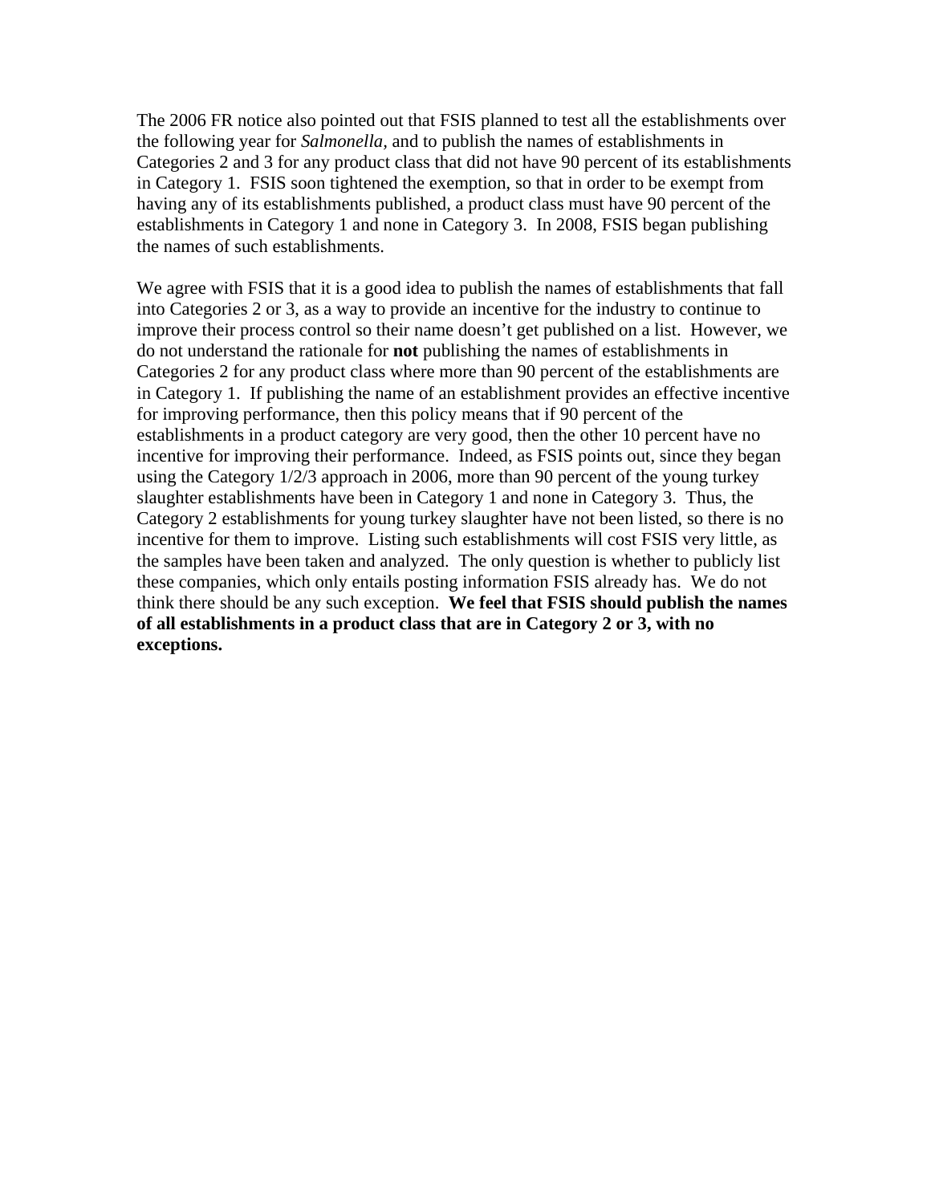The 2006 FR notice also pointed out that FSIS planned to test all the establishments over the following year for *Salmonella,* and to publish the names of establishments in Categories 2 and 3 for any product class that did not have 90 percent of its establishments in Category 1. FSIS soon tightened the exemption, so that in order to be exempt from having any of its establishments published, a product class must have 90 percent of the establishments in Category 1 and none in Category 3. In 2008, FSIS began publishing the names of such establishments.

We agree with FSIS that it is a good idea to publish the names of establishments that fall into Categories 2 or 3, as a way to provide an incentive for the industry to continue to improve their process control so their name doesn't get published on a list. However, we do not understand the rationale for **not** publishing the names of establishments in Categories 2 for any product class where more than 90 percent of the establishments are in Category 1. If publishing the name of an establishment provides an effective incentive for improving performance, then this policy means that if 90 percent of the establishments in a product category are very good, then the other 10 percent have no incentive for improving their performance. Indeed, as FSIS points out, since they began using the Category 1/2/3 approach in 2006, more than 90 percent of the young turkey slaughter establishments have been in Category 1 and none in Category 3. Thus, the Category 2 establishments for young turkey slaughter have not been listed, so there is no incentive for them to improve. Listing such establishments will cost FSIS very little, as the samples have been taken and analyzed. The only question is whether to publicly list these companies, which only entails posting information FSIS already has. We do not think there should be any such exception. **We feel that FSIS should publish the names of all establishments in a product class that are in Category 2 or 3, with no exceptions.**